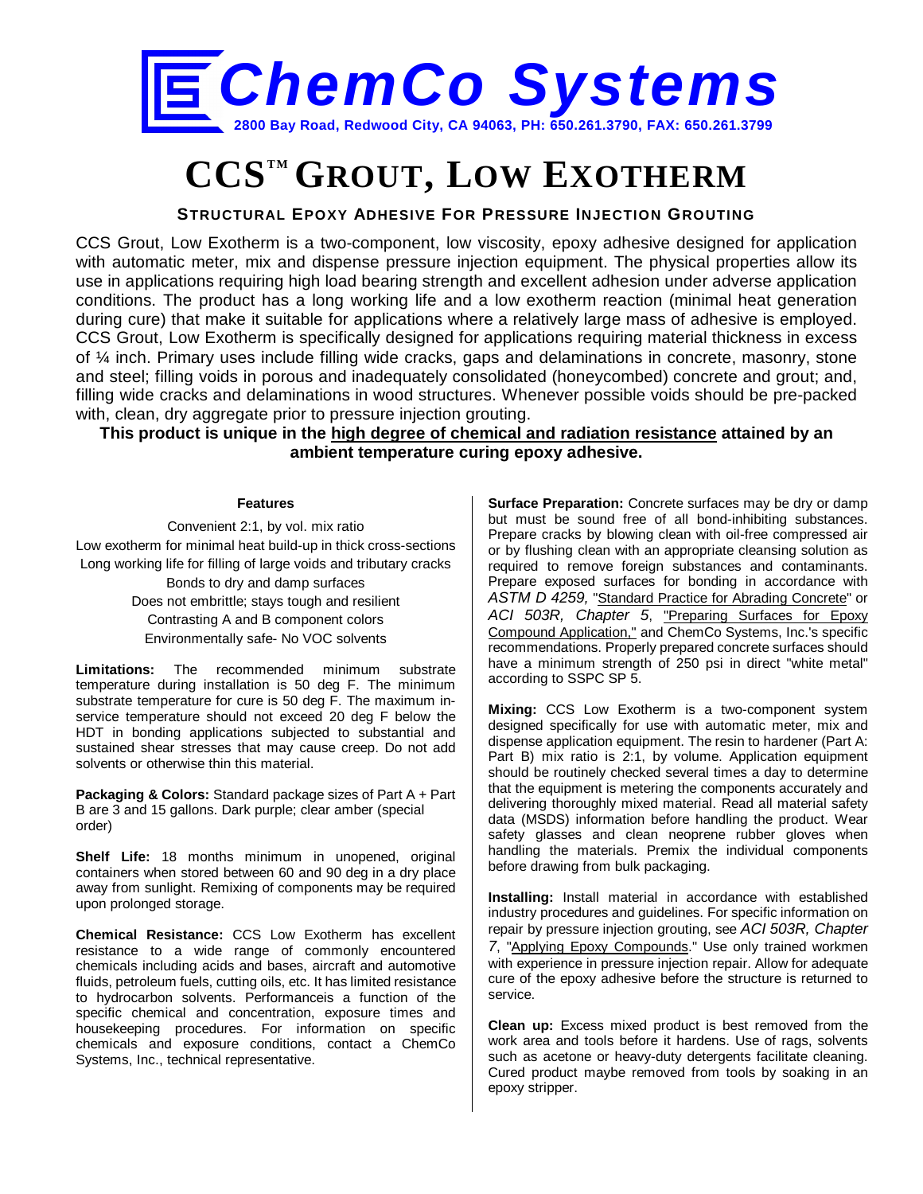# ChemCo Systems

2800 Bay Road, Redwood City, CA 94063, PH: 650.261.3790, FAX: 650.261.3799

# CCS™ GROUT, LOW EXOTHERM

## STRUCTURAL EPOXY ADHESIVE FOR PRESSURE INJECTION GROUTING

CCS Grout, Low Exotherm is a two-component, low viscosity, epoxy adhesive designed for application with automatic meter, mix and dispense pressure injection equipment. The physical properties allow its use in applications requiring high load bearing strength and excellent adhesion under adverse application conditions. The product has a long working life and a low exotherm reaction (minimal heat generation during cure) that make it suitable for applications where a relatively large mass of adhesive is employed. CCS Grout, Low Exotherm is specifically designed for applications requiring material thickness in excess of ¼ inch. Primary uses include filling wide cracks, gaps and delaminations in concrete, masonry, stone and steel; filling voids in porous and inadequately consolidated (honeycombed) concrete and grout; and, filling wide cracks and delaminations in wood structures. Whenever possible voids should be pre-packed with, clean, dry aggregate prior to pressure injection grouting.

**This product is unique in the high degree of chemical and radiation resistance attained by an ambient temperature curing epoxy adhesive.**

### Features

Convenient 2:1, by vol. mix ratio
Low exotherm for minimal heat build-up in thick cross-sections
Long working life for filling of large voids and tributary cracks
Bonds to dry and damp surfaces
Does not embrittle; stays tough and resilient
Contrasting A and B component colors
Environmentally safe- No VOC solvents

**Limitations:** The recommended minimum substrate temperature during installation is 50 deg F. The minimum substrate temperature for cure is 50 deg F. The maximum in-service temperature should not exceed 20 deg F below the HDT in bonding applications subjected to substantial and sustained shear stresses that may cause creep. Do not add solvents or otherwise thin this material.

**Packaging & Colors:** Standard package sizes of Part A + Part B are 3 and 15 gallons. Dark purple; clear amber (special order)

**Shelf Life:** 18 months minimum in unopened, original containers when stored between 60 and 90 deg in a dry place away from sunlight. Remixing of components may be required upon prolonged storage.

**Chemical Resistance:** CCS Low Exotherm has excellent resistance to a wide range of commonly encountered chemicals including acids and bases, aircraft and automotive fluids, petroleum fuels, cutting oils, etc. It has limited resistance to hydrocarbon solvents. Performanceis a function of the specific chemical and concentration, exposure times and housekeeping procedures. For information on specific chemicals and exposure conditions, contact a ChemCo Systems, Inc., technical representative.

**Surface Preparation:** Concrete surfaces may be dry or damp but must be sound free of all bond-inhibiting substances. Prepare cracks by blowing clean with oil-free compressed air or by flushing clean with an appropriate cleansing solution as required to remove foreign substances and contaminants. Prepare exposed surfaces for bonding in accordance with *ASTM D 4259,* "Standard Practice for Abrading Concrete" or *ACI 503R, Chapter 5*, "Preparing Surfaces for Epoxy Compound Application," and ChemCo Systems, Inc.'s specific recommendations. Properly prepared concrete surfaces should have a minimum strength of 250 psi in direct "white metal" according to SSPC SP 5.

**Mixing:** CCS Low Exotherm is a two-component system designed specifically for use with automatic meter, mix and dispense application equipment. The resin to hardener (Part A: Part B) mix ratio is 2:1, by volume. Application equipment should be routinely checked several times a day to determine that the equipment is metering the components accurately and delivering thoroughly mixed material. Read all material safety data (MSDS) information before handling the product. Wear safety glasses and clean neoprene rubber gloves when handling the materials. Premix the individual components before drawing from bulk packaging.

**Installing:** Install material in accordance with established industry procedures and guidelines. For specific information on repair by pressure injection grouting, see *ACI 503R, Chapter 7*, "Applying Epoxy Compounds." Use only trained workmen with experience in pressure injection repair. Allow for adequate cure of the epoxy adhesive before the structure is returned to service.

**Clean up:** Excess mixed product is best removed from the work area and tools before it hardens. Use of rags, solvents such as acetone or heavy-duty detergents facilitate cleaning. Cured product maybe removed from tools by soaking in an epoxy stripper.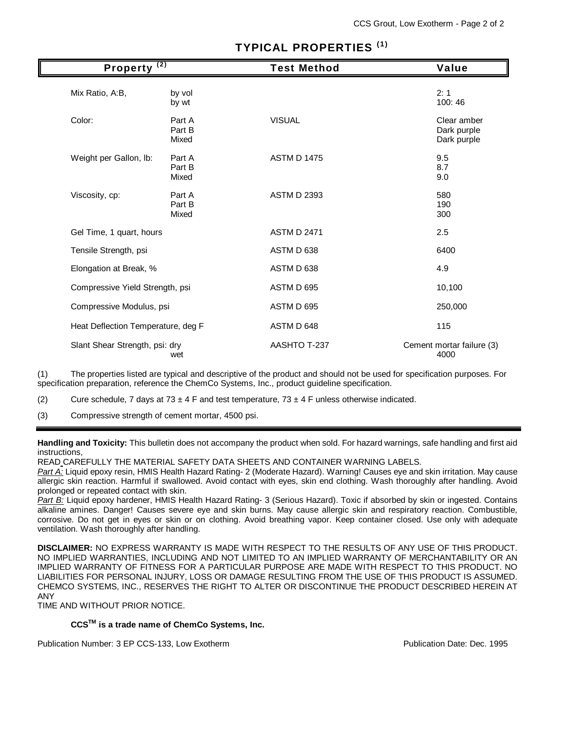## TYPICAL PROPERTIES [1]

| Property [2] | | Test Method | Value |
|---|---|---|---|
| Mix Ratio, A:B, | by vol | | 2: 1 |
| | by wt | | 100: 46 |
| Color: | Part A | VISUAL | Clear amber |
| | Part B | | Dark purple |
| | Mixed | | Dark purple |
| Weight per Gallon, lb: | Part A | ASTM D 1475 | 9.5 |
| | Part B | | 8.7 |
| | Mixed | | 9.0 |
| Viscosity, cp: | Part A | ASTM D 2393 | 580 |
| | Part B | | 190 |
| | Mixed | | 300 |
| Gel Time, 1 quart, hours | | ASTM D 2471 | 2.5 |
| Tensile Strength, psi | | ASTM D 638 | 6400 |
| Elongation at Break, % | | ASTM D 638 | 4.9 |
| Compressive Yield Strength, psi | | ASTM D 695 | 10,100 |
| Compressive Modulus, psi | | ASTM D 695 | 250,000 |
| Heat Deflection Temperature, deg F | | ASTM D 648 | 115 |
| Slant Shear Strength, psi: | dry | AASHTO T-237 | Cement mortar failure (3) |
| | wet | | 4000 |

(1) The properties listed are typical and descriptive of the product and should not be used for specification purposes. For specification preparation, reference the ChemCo Systems, Inc., product guideline specification.

(2) Cure schedule, 7 days at 73 ± 4 F and test temperature, 73 ± 4 F unless otherwise indicated.

(3) Compressive strength of cement mortar, 4500 psi.

---

**Handling and Toxicity:** This bulletin does not accompany the product when sold. For hazard warnings, safe handling and first aid instructions,
READ CAREFULLY THE MATERIAL SAFETY DATA SHEETS AND CONTAINER WARNING LABELS.
*Part A:* Liquid epoxy resin, HMIS Health Hazard Rating- 2 (Moderate Hazard). Warning! Causes eye and skin irritation. May cause allergic skin reaction. Harmful if swallowed. Avoid contact with eyes, skin end clothing. Wash thoroughly after handling. Avoid prolonged or repeated contact with skin.
*Part B:* Liquid epoxy hardener, HMIS Health Hazard Rating- 3 (Serious Hazard). Toxic if absorbed by skin or ingested. Contains alkaline amines. Danger! Causes severe eye and skin burns. May cause allergic skin and respiratory reaction. Combustible, corrosive. Do not get in eyes or skin or on clothing. Avoid breathing vapor. Keep container closed. Use only with adequate ventilation. Wash thoroughly after handling.

**DISCLAIMER:** NO EXPRESS WARRANTY IS MADE WITH RESPECT TO THE RESULTS OF ANY USE OF THIS PRODUCT. NO IMPLIED WARRANTIES, INCLUDING AND NOT LIMITED TO AN IMPLIED WARRANTY OF MERCHANTABILITY OR AN IMPLIED WARRANTY OF FITNESS FOR A PARTICULAR PURPOSE ARE MADE WITH RESPECT TO THIS PRODUCT. NO LIABILITIES FOR PERSONAL INJURY, LOSS OR DAMAGE RESULTING FROM THE USE OF THIS PRODUCT IS ASSUMED. CHEMCO SYSTEMS, INC., RESERVES THE RIGHT TO ALTER OR DISCONTINUE THE PRODUCT DESCRIBED HEREIN AT ANY
TIME AND WITHOUT PRIOR NOTICE.

**CCS™ is a trade name of ChemCo Systems, Inc.**

Publication Number: 3 EP CCS-133, Low Exotherm    Publication Date: Dec. 1995